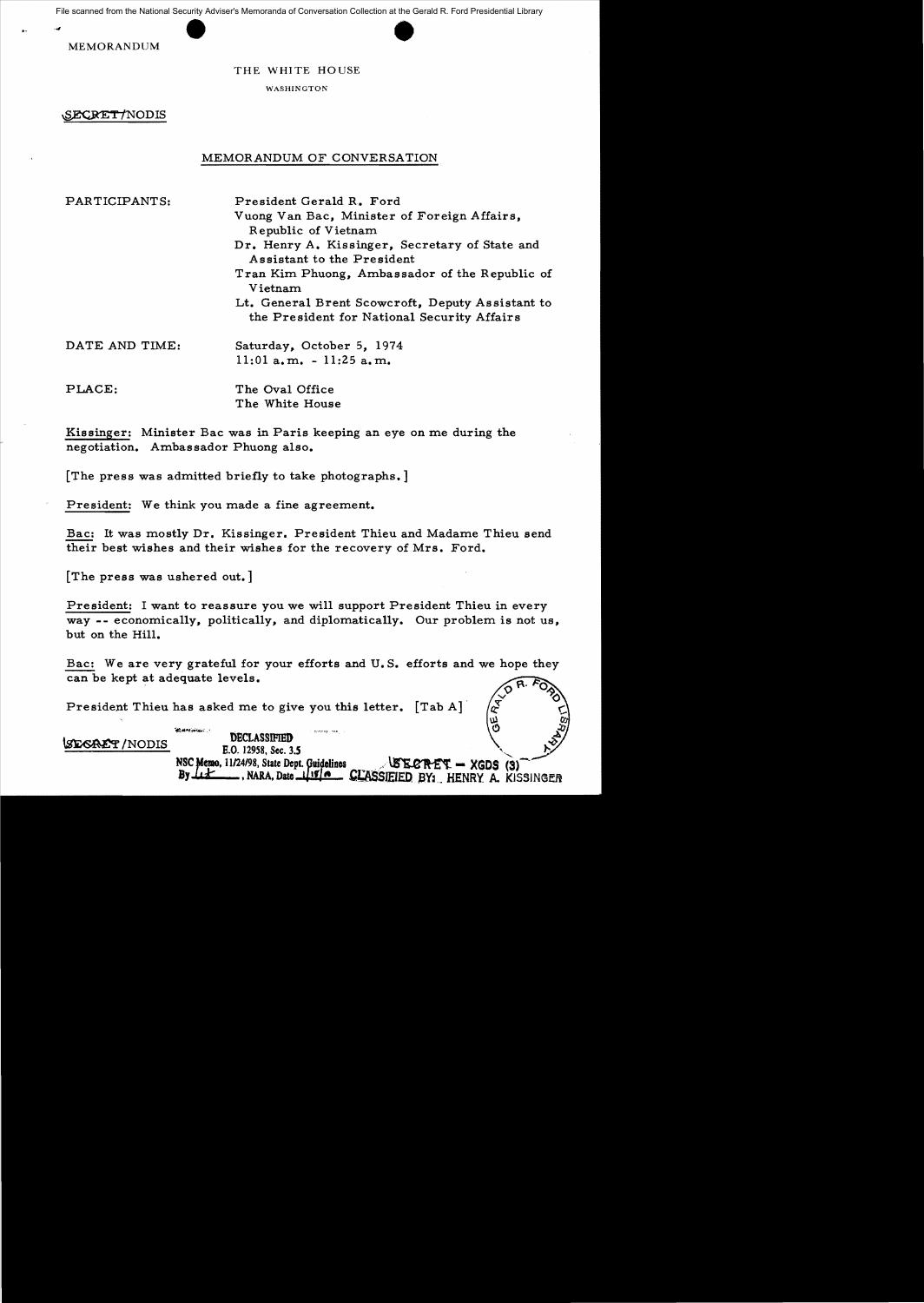File scanned from the National Security Adviser's Memoranda of Conversation Collection at the Gerald R. Ford Presidential Library

MEMORANDUM

THE WHITE HOUSE

WASHINGTON

SECRET/NODIS

## MEMORANDUM OF CONVERSATION

| | |
|---|---|
| PARTICIPANTS: | President Gerald R. Ford<br>Vuong Van Bac, Minister of Foreign Affairs, Republic of Vietnam<br>Dr. Henry A. Kissinger, Secretary of State and Assistant to the President<br>Tran Kim Phuong, Ambassador of the Republic of Vietnam<br>Lt. General Brent Scowcroft, Deputy Assistant to the President for National Security Affairs |
| DATE AND TIME: | Saturday, October 5, 1974<br>11:01 a.m. - 11:25 a.m. |
| PLACE: | The Oval Office<br>The White House |

Kissinger: Minister Bac was in Paris keeping an eye on me during the negotiation. Ambassador Phuong also.

[The press was admitted briefly to take photographs.]

President: We think you made a fine agreement.

Bac: It was mostly Dr. Kissinger. President Thieu and Madame Thieu send their best wishes and their wishes for the recovery of Mrs. Ford.

[The press was ushered out.]

President: I want to reassure you we will support President Thieu in every way -- economically, politically, and diplomatically. Our problem is not us, but on the Hill.

Bac: We are very grateful for your efforts and U.S. efforts and we hope they can be kept at adequate levels.

President Thieu has asked me to give you this letter. [Tab A]

SECRET/NODIS

DECLASSIFIED
E.O. 12958, Sec. 3.5
NSC Memo, 11/24/98, State Dept. Guidelines
By ___, NARA, Date ___

SECRET - XGDS (3)
CLASSIFIED BY: HENRY A. KISSINGER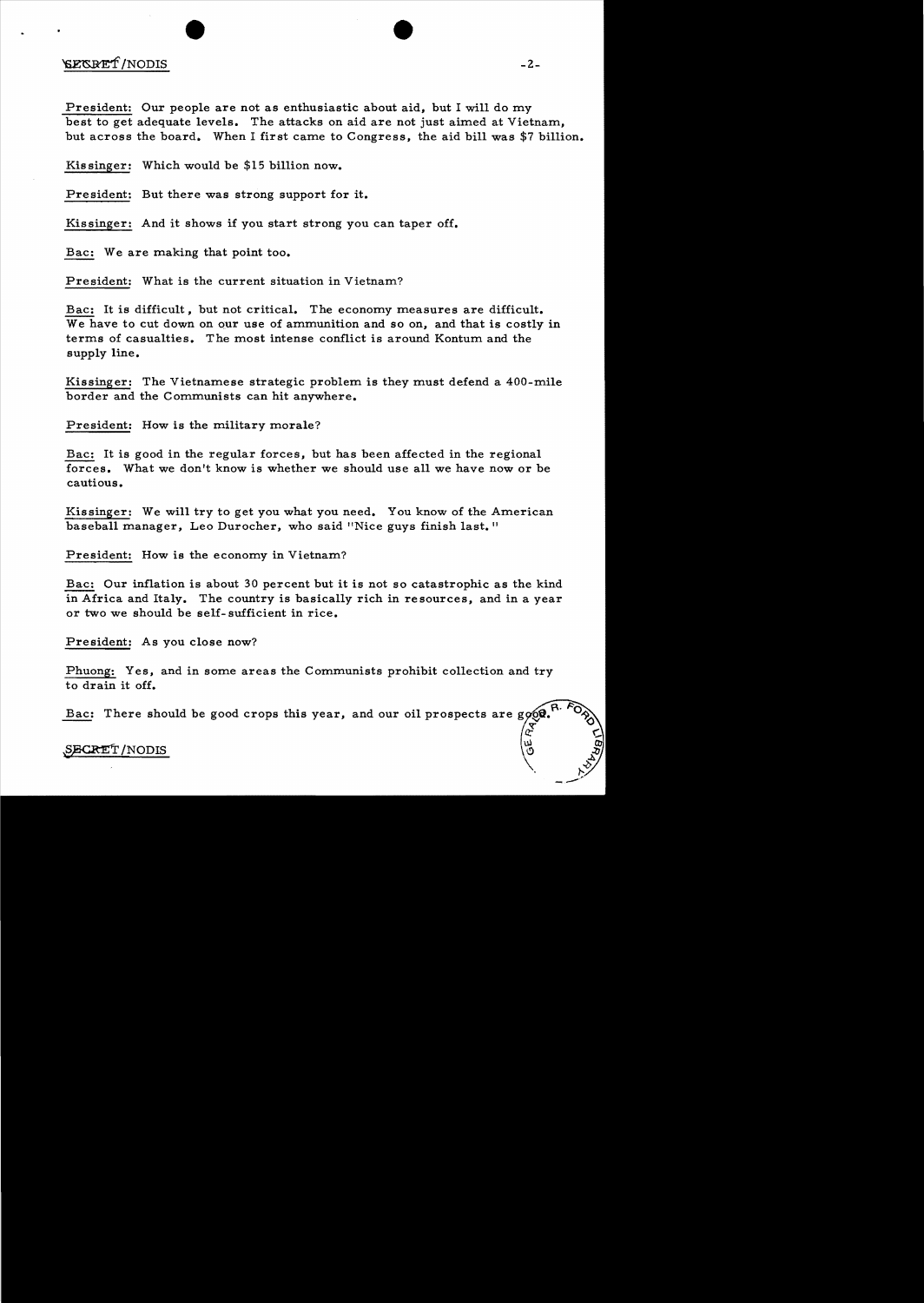SECRET/NODIS

President: Our people are not as enthusiastic about aid, but I will do my best to get adequate levels. The attacks on aid are not just aimed at Vietnam, but across the board. When I first came to Congress, the aid bill was $7 billion.

Kissinger: Which would be $15 billion now.

President: But there was strong support for it.

Kissinger: And it shows if you start strong you can taper off.

Bac: We are making that point too.

President: What is the current situation in Vietnam?

Bac: It is difficult, but not critical. The economy measures are difficult. We have to cut down on our use of ammunition and so on, and that is costly in terms of casualties. The most intense conflict is around Kontum and the supply line.

Kissinger: The Vietnamese strategic problem is they must defend a 400-mile border and the Communists can hit anywhere.

President: How is the military morale?

Bac: It is good in the regular forces, but has been affected in the regional forces. What we don't know is whether we should use all we have now or be cautious.

Kissinger: We will try to get you what you need. You know of the American baseball manager, Leo Durocher, who said "Nice guys finish last."

President: How is the economy in Vietnam?

Bac: Our inflation is about 30 percent but it is not so catastrophic as the kind in Africa and Italy. The country is basically rich in resources, and in a year or two we should be self-sufficient in rice.

President: As you close now?

Phuong: Yes, and in some areas the Communists prohibit collection and try to drain it off.

Bac: There should be good crops this year, and our oil prospects are good.

SECRET/NODIS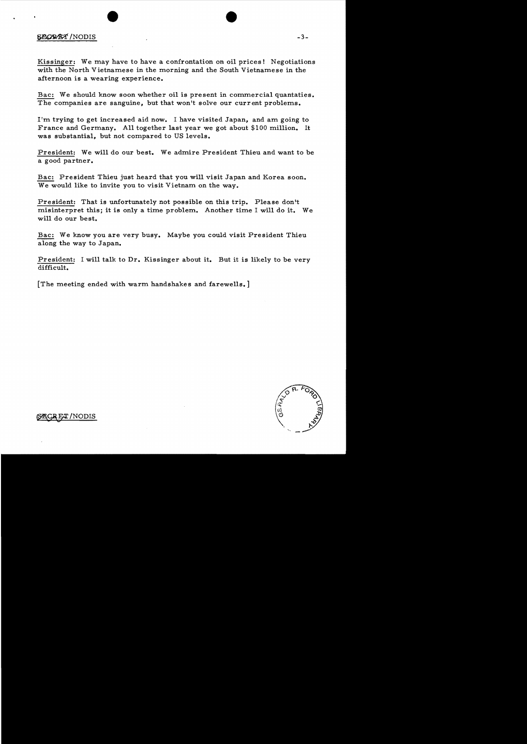Kissinger: We may have to have a confrontation on oil prices! Negotiations with the North Vietnamese in the morning and the South Vietnamese in the afternoon is a wearing experience.

Bac: We should know soon whether oil is present in commercial quantaties. The companies are sanguine, but that won't solve our current problems.

I'm trying to get increased aid now. I have visited Japan, and am going to France and Germany. All together last year we got about $100 million. It was substantial, but not compared to US levels.

President: We will do our best. We admire President Thieu and want to be a good partner.

Bac: President Thieu just heard that you will visit Japan and Korea soon. We would like to invite you to visit Vietnam on the way.

President: That is unfortunately not possible on this trip. Please don't misinterpret this; it is only a time problem. Another time I will do it. We will do our best.

Bac: We know you are very busy. Maybe you could visit President Thieu along the way to Japan.

President: I will talk to Dr. Kissinger about it. But it is likely to be very difficult.

[The meeting ended with warm handshakes and farewells.]

SECRET/NODIS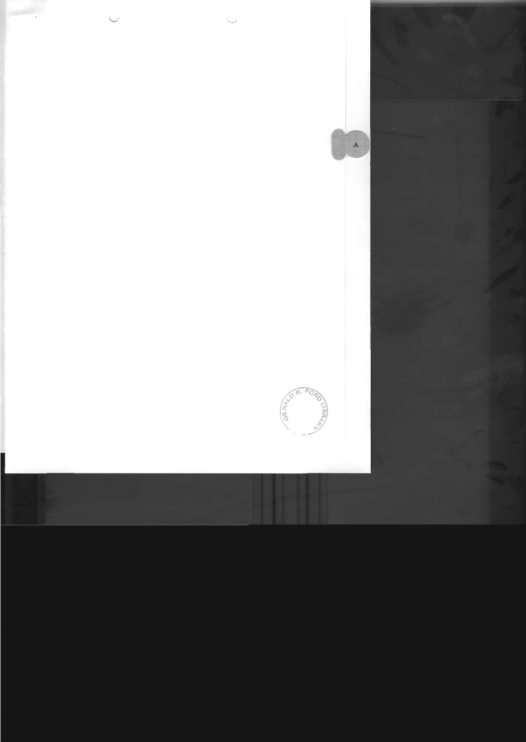A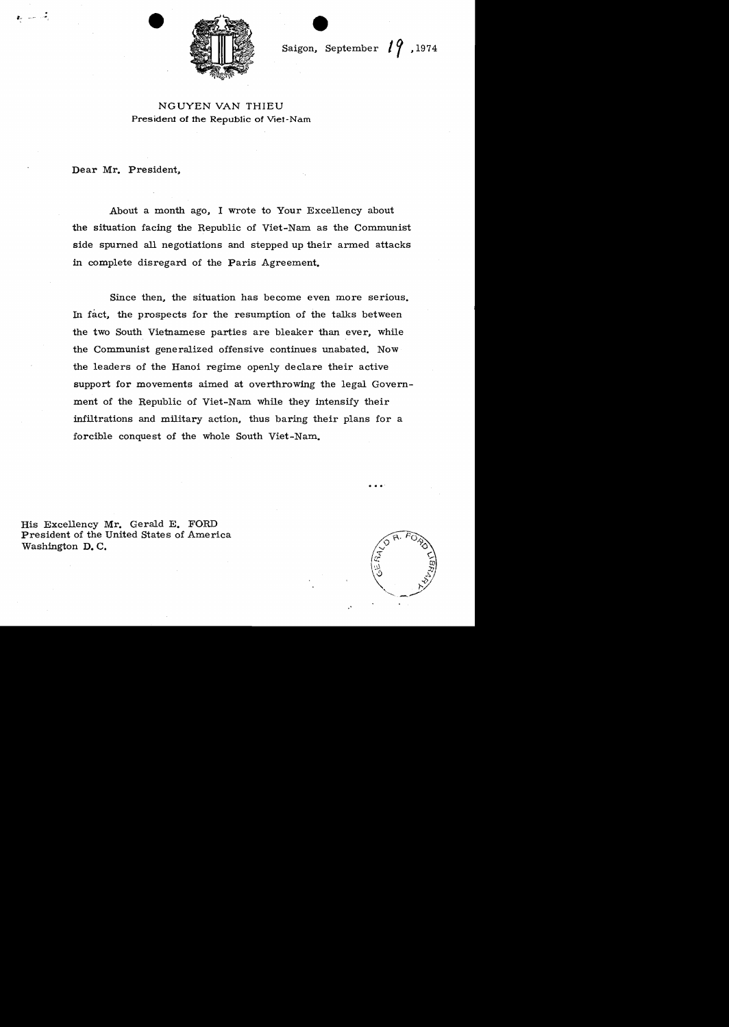Saigon, September 19, 1974

NGUYEN VAN THIEU
President of the Republic of Viet-Nam

Dear Mr. President,

About a month ago, I wrote to Your Excellency about the situation facing the Republic of Viet-Nam as the Communist side spurned all negotiations and stepped up their armed attacks in complete disregard of the Paris Agreement.

Since then, the situation has become even more serious. In fact, the prospects for the resumption of the talks between the two South Vietnamese parties are bleaker than ever, while the Communist generalized offensive continues unabated. Now the leaders of the Hanoi regime openly declare their active support for movements aimed at overthrowing the legal Government of the Republic of Viet-Nam while they intensify their infiltrations and military action, thus baring their plans for a forcible conquest of the whole South Viet-Nam.

...

His Excellency Mr. Gerald R. FORD
President of the United States of America
Washington D. C.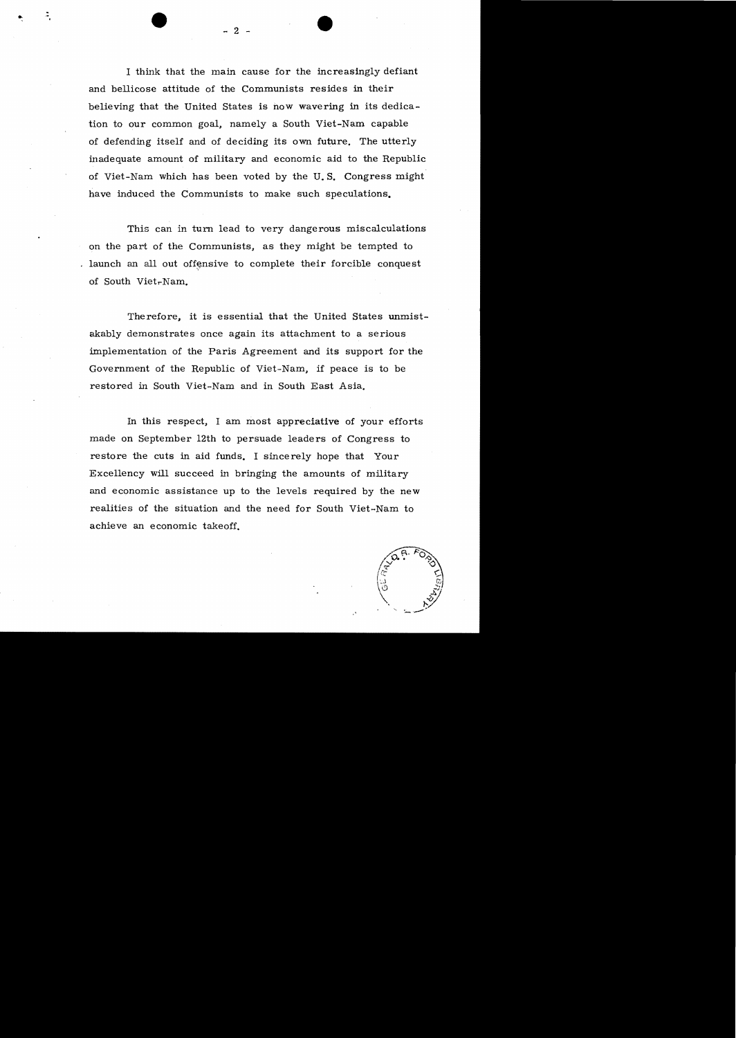I think that the main cause for the increasingly defiant and bellicose attitude of the Communists resides in their believing that the United States is now wavering in its dedication to our common goal, namely a South Viet-Nam capable of defending itself and of deciding its own future. The utterly inadequate amount of military and economic aid to the Republic of Viet-Nam which has been voted by the U.S. Congress might have induced the Communists to make such speculations.

This can in turn lead to very dangerous miscalculations on the part of the Communists, as they might be tempted to launch an all out offensive to complete their forcible conquest of South Viet-Nam.

Therefore, it is essential that the United States unmistakably demonstrates once again its attachment to a serious implementation of the Paris Agreement and its support for the Government of the Republic of Viet-Nam, if peace is to be restored in South Viet-Nam and in South East Asia.

In this respect, I am most appreciative of your efforts made on September 12th to persuade leaders of Congress to restore the cuts in aid funds. I sincerely hope that Your Excellency will succeed in bringing the amounts of military and economic assistance up to the levels required by the new realities of the situation and the need for South Viet-Nam to achieve an economic takeoff.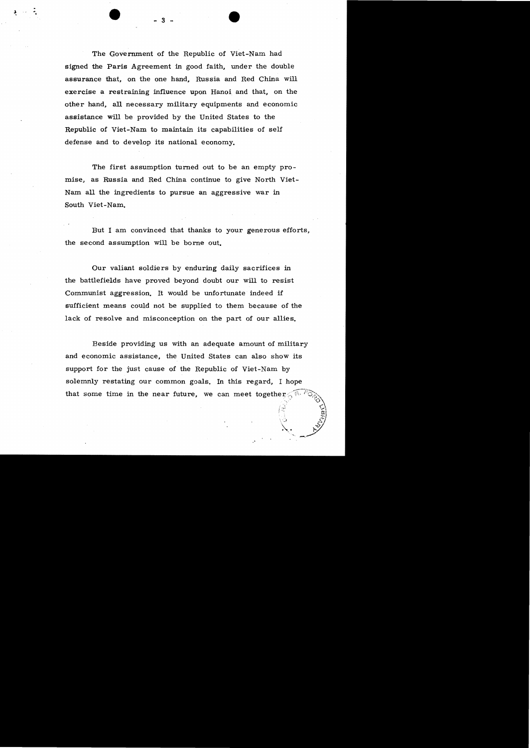The Government of the Republic of Viet-Nam had signed the Paris Agreement in good faith, under the double assurance that, on the one hand, Russia and Red China will exercise a restraining influence upon Hanoi and that, on the other hand, all necessary military equipments and economic assistance will be provided by the United States to the Republic of Viet-Nam to maintain its capabilities of self defense and to develop its national economy.

The first assumption turned out to be an empty promise, as Russia and Red China continue to give North Viet-Nam all the ingredients to pursue an aggressive war in South Viet-Nam.

But I am convinced that thanks to your generous efforts, the second assumption will be borne out.

Our valiant soldiers by enduring daily sacrifices in the battlefields have proved beyond doubt our will to resist Communist aggression. It would be unfortunate indeed if sufficient means could not be supplied to them because of the lack of resolve and misconception on the part of our allies.

Beside providing us with an adequate amount of military and economic assistance, the United States can also show its support for the just cause of the Republic of Viet-Nam by solemnly restating our common goals. In this regard, I hope that some time in the near future, we can meet together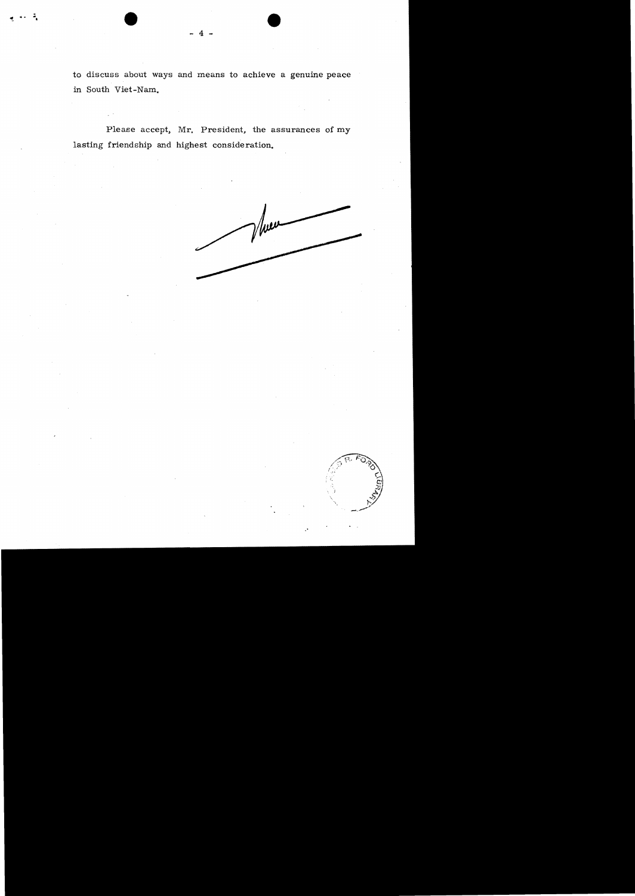to discuss about ways and means to achieve a genuine peace in South Viet-Nam.

Please accept, Mr. President, the assurances of my lasting friendship and highest consideration.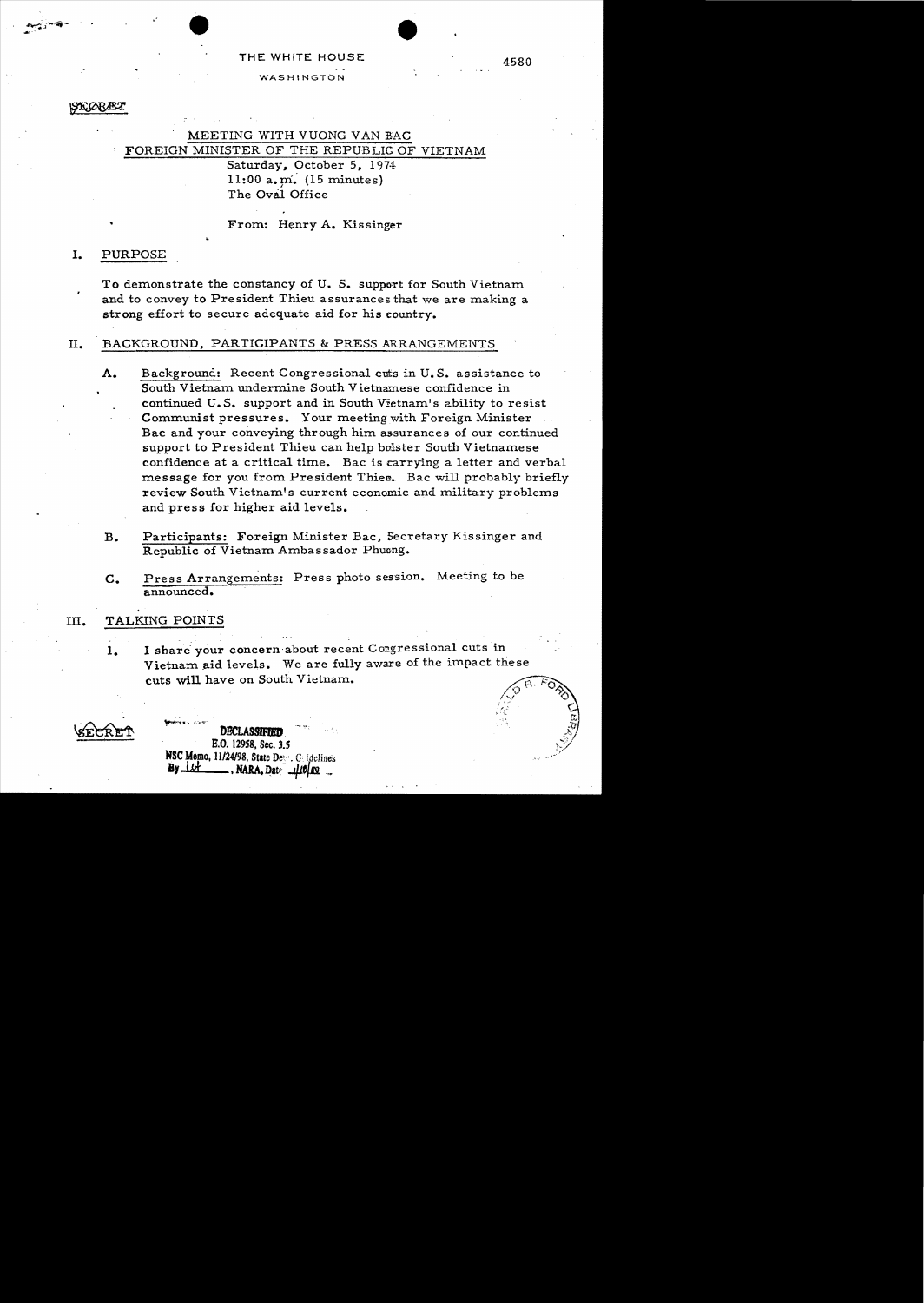THE WHITE HOUSE

WASHINGTON

4580

SECRET

MEETING WITH VUONG VAN BAC
FOREIGN MINISTER OF THE REPUBLIC OF VIETNAM

Saturday, October 5, 1974
11:00 a.m. (15 minutes)
The Oval Office

From: Henry A. Kissinger

## I. PURPOSE

To demonstrate the constancy of U. S. support for South Vietnam and to convey to President Thieu assurances that we are making a strong effort to secure adequate aid for his country.

## II. BACKGROUND, PARTICIPANTS & PRESS ARRANGEMENTS

A. Background: Recent Congressional cuts in U.S. assistance to South Vietnam undermine South Vietnamese confidence in continued U.S. support and in South Vietnam's ability to resist Communist pressures. Your meeting with Foreign Minister Bac and your conveying through him assurances of our continued support to President Thieu can help bolster South Vietnamese confidence at a critical time. Bac is carrying a letter and verbal message for you from President Thieu. Bac will probably briefly review South Vietnam's current economic and military problems and press for higher aid levels.

B. Participants: Foreign Minister Bac, Secretary Kissinger and Republic of Vietnam Ambassador Phuong.

C. Press Arrangements: Press photo session. Meeting to be announced.

## III. TALKING POINTS

1. I share your concern about recent Congressional cuts in Vietnam aid levels. We are fully aware of the impact these cuts will have on South Vietnam.

SECRET

DECLASSIFIED
E.O. 12958, Sec. 3.5
NSC Memo, 11/24/98, State Dept. Guidelines
By [illegible], NARA, Date [illegible]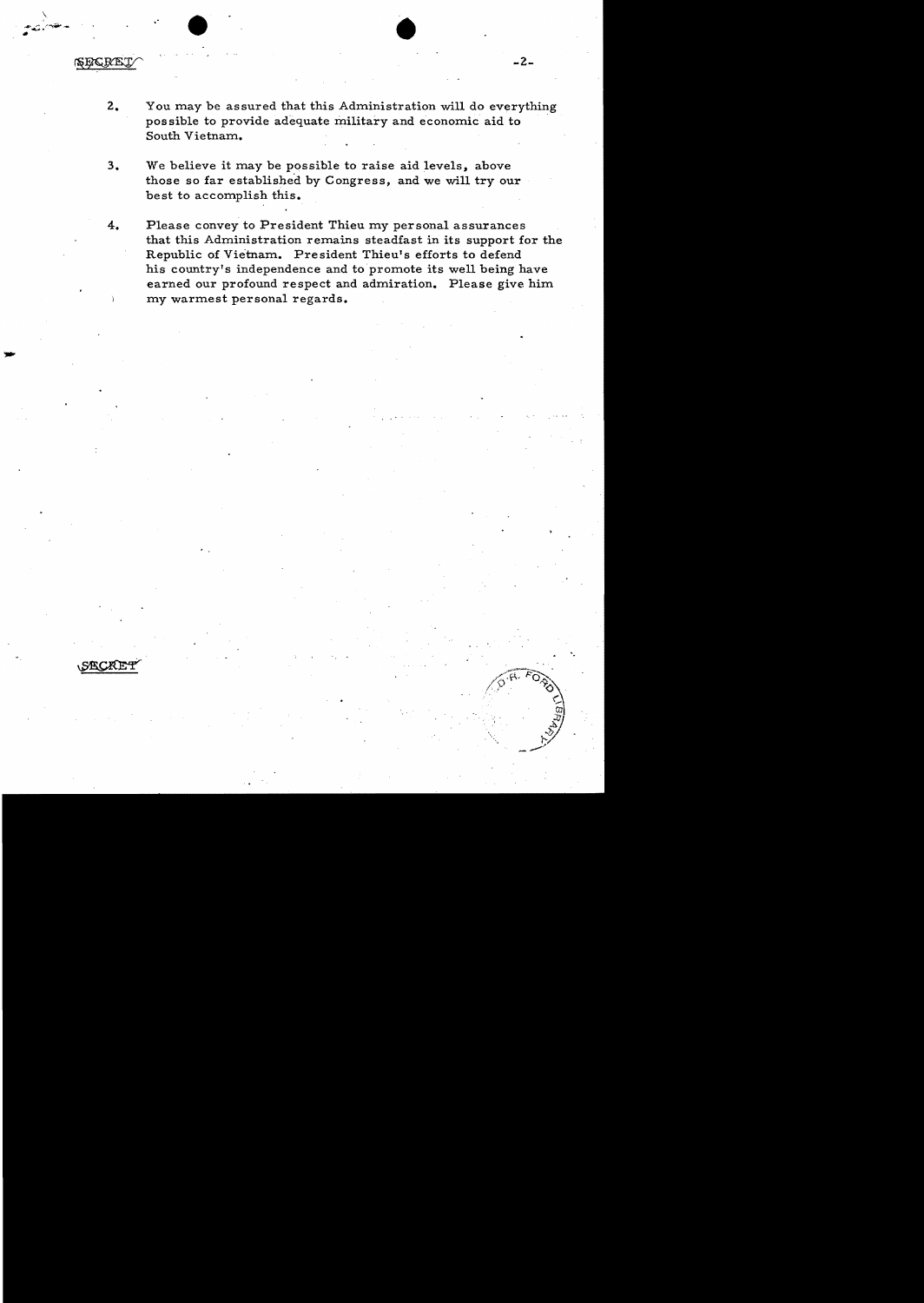SECRET

2. You may be assured that this Administration will do everything possible to provide adequate military and economic aid to South Vietnam.

3. We believe it may be possible to raise aid levels, above those so far established by Congress, and we will try our best to accomplish this.

4. Please convey to President Thieu my personal assurances that this Administration remains steadfast in its support for the Republic of Vietnam. President Thieu's efforts to defend his country's independence and to promote its well being have earned our profound respect and admiration. Please give him my warmest personal regards.

SECRET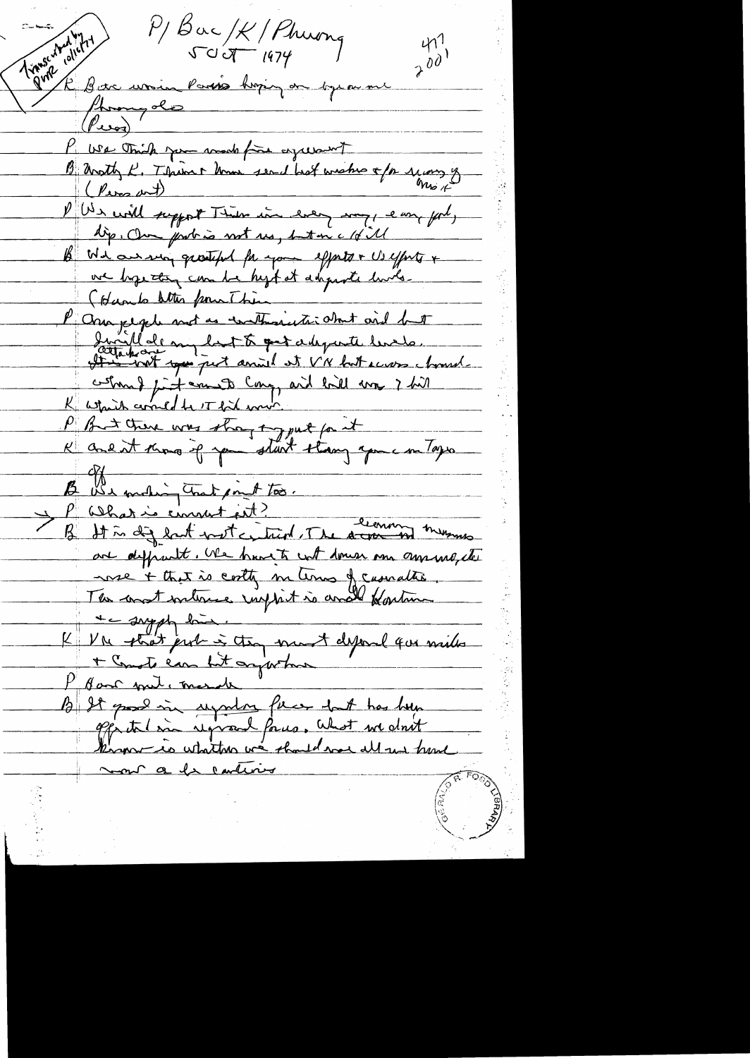Transcribed by DVR 10/16/74

P/Bac/K/Phuong
5 Oct 1974

477
2001

K Bac was in Paris hoping an bypass me

Phuong also
(Press)

P We think you made fine agreement

B Mostly K. Thieu + Nam send best wishes + for success of Mo K
(Press out)

P We will support Thieu in every way, economic, dip. Our prob is not us, but on c/Hill

B We are very grateful for your efforts + US efforts + we hope they can be kept at adequate levels.
(Hands letter from Thieu)

P Our people not as enthusiastic about aid but I will do my best to get adequate levels. attacks are It is not you just anal at VN but across-board.

What I just sent to Cong, aid bill was 7 bil

K which would be IT bil now.

P But there was strong support for it

K and it shows if you start strong you can on Tages

B We making that point too.

P What is current sit?

B It is dif but not critical. The economic measures are difficult. We have to cut down on ammo, etc. usage + that is costly in terms of casualties. The most intense conflict is around Kontum + supply lines.

K VN that prob is they must defend 900 miles + Commies can hit anywhere

P How mil. morale

B It good in regular forces but has been effected in regional forces. What we don't know is whether we should we all we have now a la cautious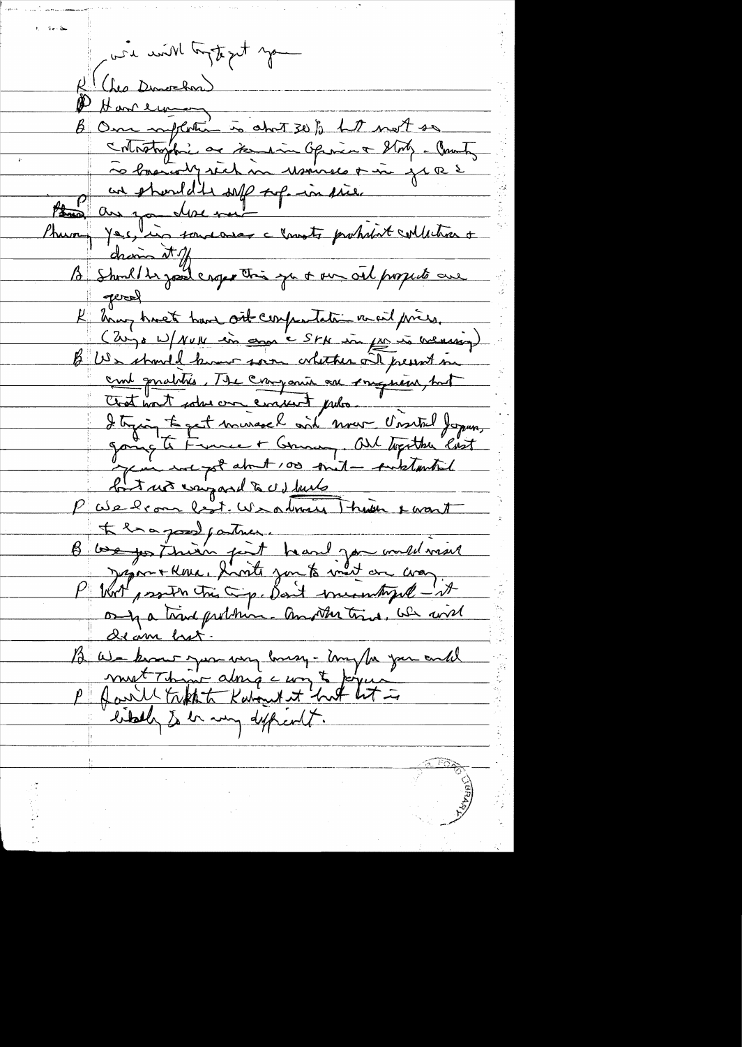we will try to get you

K (Leo Dunnelen)

P Harrumm

B Our inflation is about 30% but not so catastrophic as it is in Germany & Italy. Country is basically rich in resources & in JKR's we should be self sup. in rice.

P Are you close now

Phuong Yes, in some areas c Country's prohibit collection & drain it off

B Should be good crops this yr & our oil prospects are good.

K Many Amer have oil exploration in oil fields.
(Burgs w/ NUK in area c SRK in ptn is unclear)

B We should know soon whether oil present in cml quantities. The Companies are very sure, but that won't solve our current probs.
I trying to get increased aid now. Visited Japan, going to France & Germany. All together last year we got about 100 mil – substantial but not compared to US levels.

P We learn last. We admire Thieu & want to be a good partner.

B We for Thieu just heard you would visit Japan & Korea. Invite you to visit on way.

P Not possible this trip. Don't misinterpret – it only a travel problem. Another time. We will dream but.

B We know you very busy – Maybe you could meet Thieu along c way to Japan

P I will talk to Kissinger but it is likely to be very difficult.